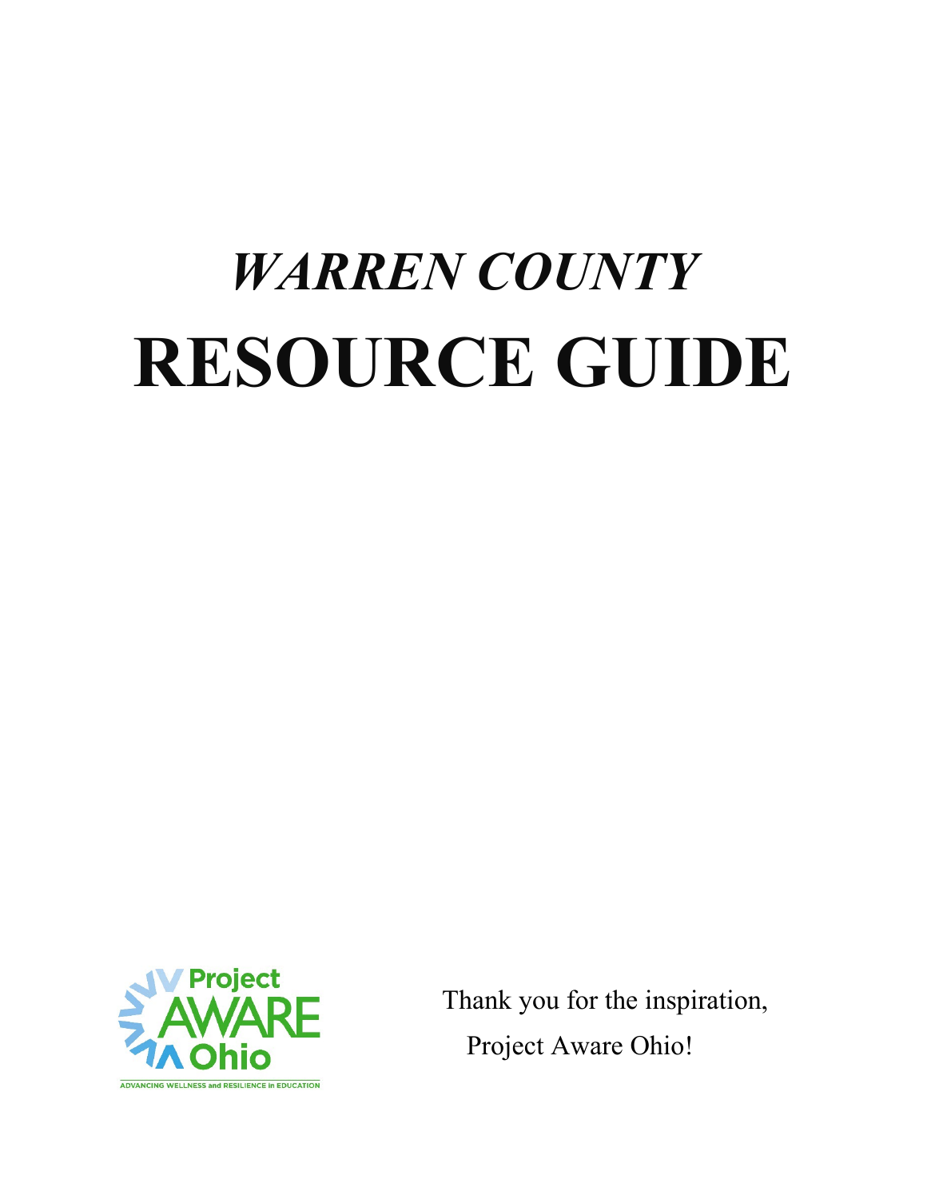# *WARREN COUNTY*
# RESOURCE GUIDE

Project AWARE Ohio

ADVANCING WELLNESS and RESILIENCE in EDUCATION

Thank you for the inspiration,

Project Aware Ohio!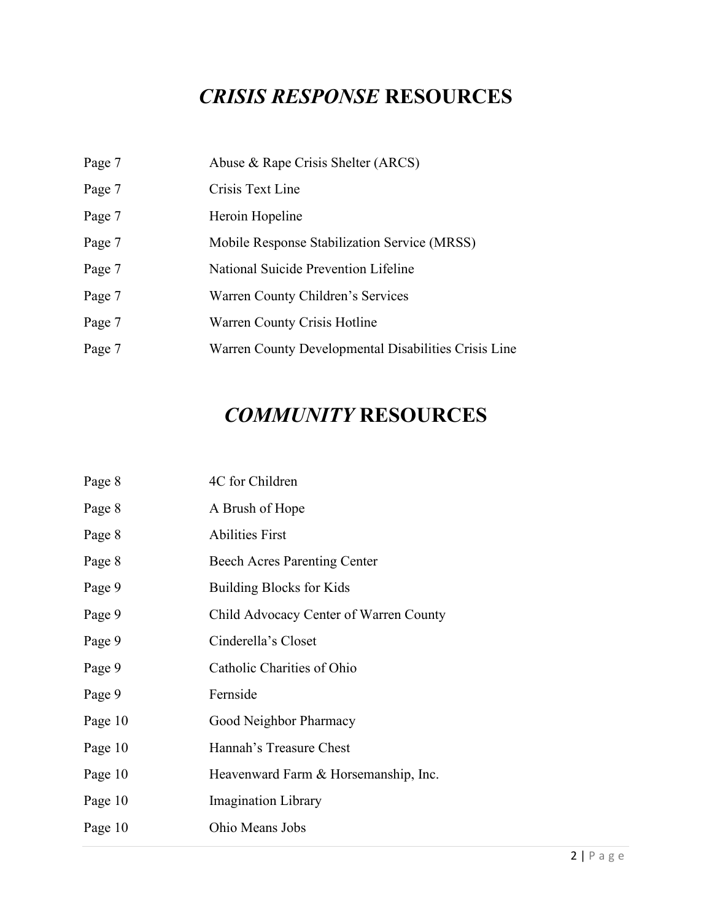# *CRISIS RESPONSE* RESOURCES

| | |
|---|---|
| Page 7 | Abuse & Rape Crisis Shelter (ARCS) |
| Page 7 | Crisis Text Line |
| Page 7 | Heroin Hopeline |
| Page 7 | Mobile Response Stabilization Service (MRSS) |
| Page 7 | National Suicide Prevention Lifeline |
| Page 7 | Warren County Children's Services |
| Page 7 | Warren County Crisis Hotline |
| Page 7 | Warren County Developmental Disabilities Crisis Line |

# *COMMUNITY* RESOURCES

| | |
|---|---|
| Page 8 | 4C for Children |
| Page 8 | A Brush of Hope |
| Page 8 | Abilities First |
| Page 8 | Beech Acres Parenting Center |
| Page 9 | Building Blocks for Kids |
| Page 9 | Child Advocacy Center of Warren County |
| Page 9 | Cinderella's Closet |
| Page 9 | Catholic Charities of Ohio |
| Page 9 | Fernside |
| Page 10 | Good Neighbor Pharmacy |
| Page 10 | Hannah's Treasure Chest |
| Page 10 | Heavenward Farm & Horsemanship, Inc. |
| Page 10 | Imagination Library |
| Page 10 | Ohio Means Jobs |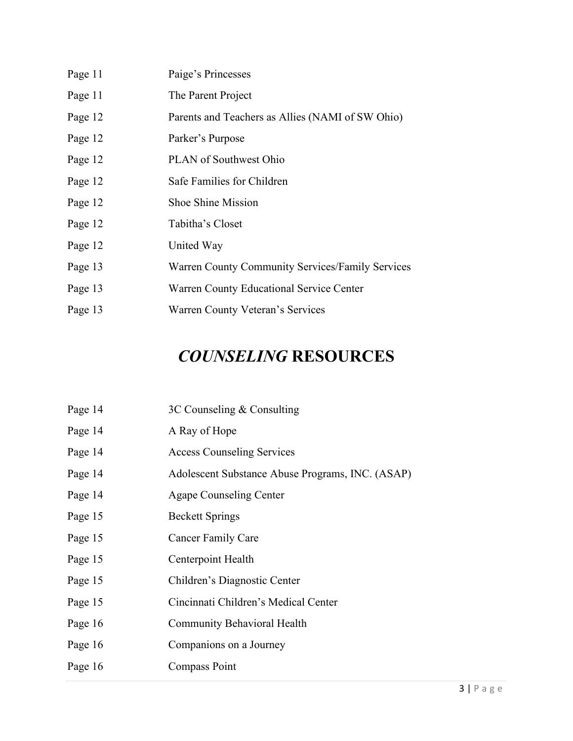Page 11 Paige's Princesses

Page 11 The Parent Project

Page 12 Parents and Teachers as Allies (NAMI of SW Ohio)

Page 12 Parker's Purpose

Page 12 PLAN of Southwest Ohio

Page 12 Safe Families for Children

Page 12 Shoe Shine Mission

Page 12 Tabitha's Closet

Page 12 United Way

Page 13 Warren County Community Services/Family Services

Page 13 Warren County Educational Service Center

Page 13 Warren County Veteran's Services

# *COUNSELING* **RESOURCES**

Page 14 3C Counseling & Consulting

Page 14 A Ray of Hope

Page 14 Access Counseling Services

Page 14 Adolescent Substance Abuse Programs, INC. (ASAP)

Page 14 Agape Counseling Center

Page 15 Beckett Springs

Page 15 Cancer Family Care

Page 15 Centerpoint Health

Page 15 Children's Diagnostic Center

Page 15 Cincinnati Children's Medical Center

Page 16 Community Behavioral Health

Page 16 Companions on a Journey

Page 16 Compass Point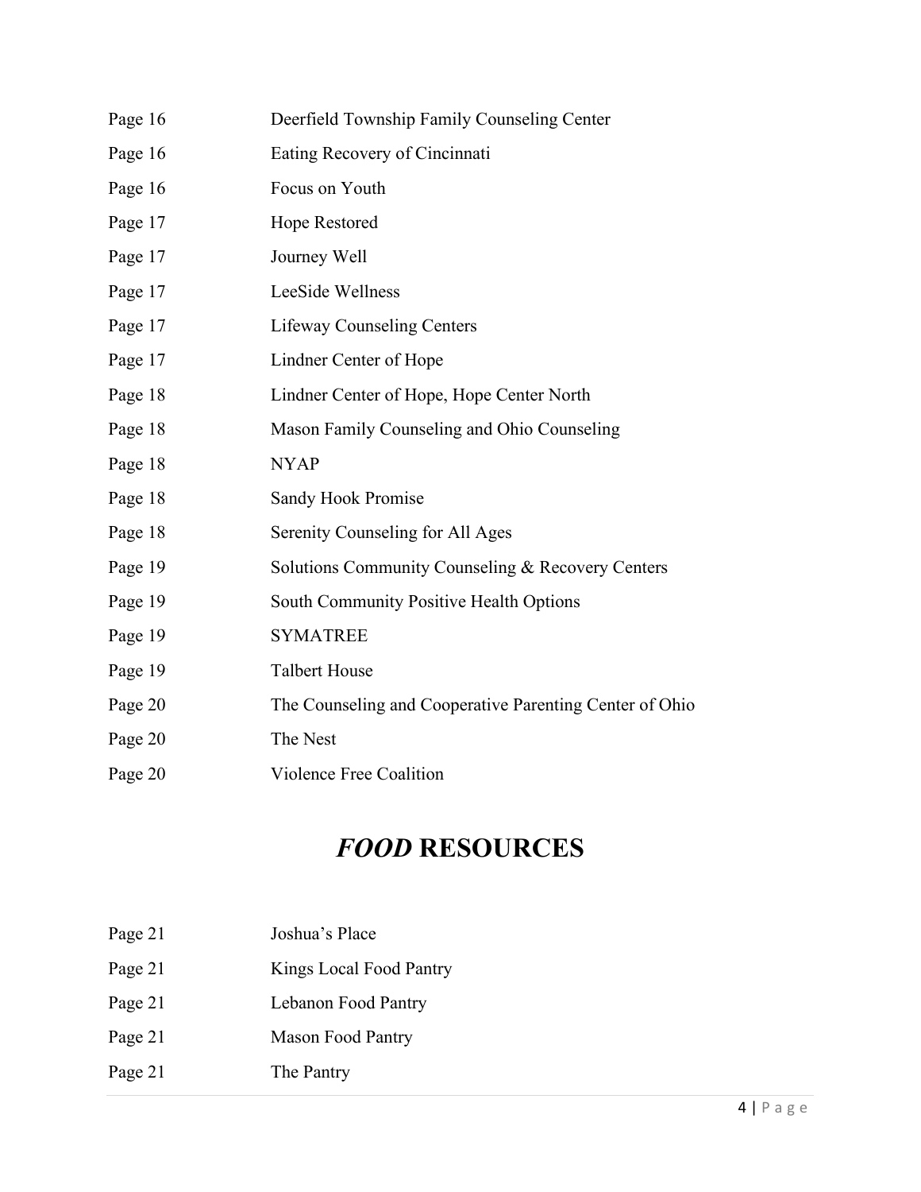Page 16 Deerfield Township Family Counseling Center

Page 16 Eating Recovery of Cincinnati

Page 16 Focus on Youth

Page 17 Hope Restored

Page 17 Journey Well

Page 17 LeeSide Wellness

Page 17 Lifeway Counseling Centers

Page 17 Lindner Center of Hope

Page 18 Lindner Center of Hope, Hope Center North

Page 18 Mason Family Counseling and Ohio Counseling

Page 18 NYAP

Page 18 Sandy Hook Promise

Page 18 Serenity Counseling for All Ages

Page 19 Solutions Community Counseling & Recovery Centers

Page 19 South Community Positive Health Options

Page 19 SYMATREE

Page 19 Talbert House

Page 20 The Counseling and Cooperative Parenting Center of Ohio

Page 20 The Nest

Page 20 Violence Free Coalition

# *FOOD* RESOURCES

Page 21 Joshua's Place

Page 21 Kings Local Food Pantry

Page 21 Lebanon Food Pantry

Page 21 Mason Food Pantry

Page 21 The Pantry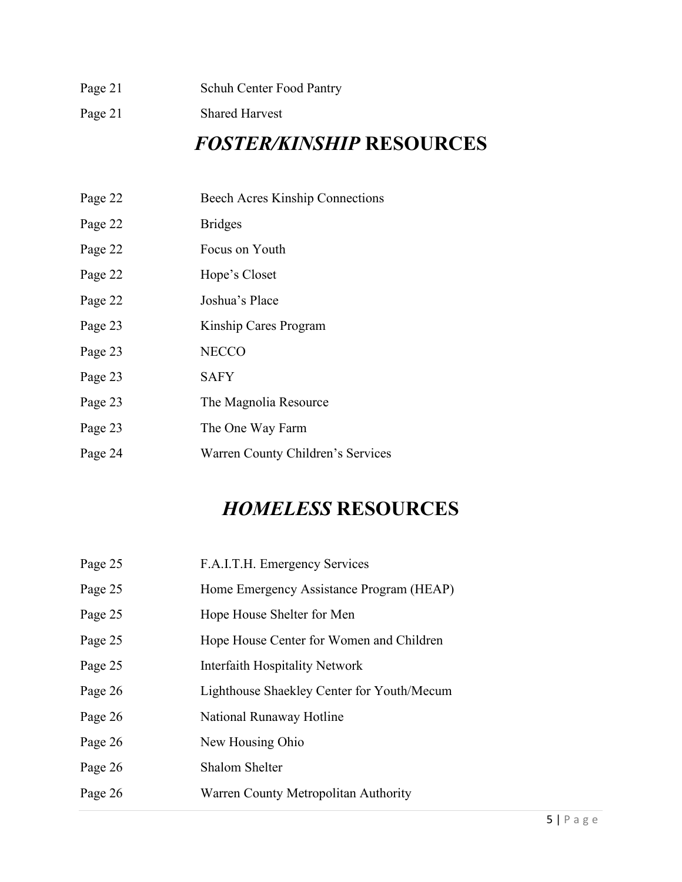| | |
|---|---|
| Page 21 | Schuh Center Food Pantry |
| Page 21 | Shared Harvest |

## *FOSTER/KINSHIP* RESOURCES

| | |
|---|---|
| Page 22 | Beech Acres Kinship Connections |
| Page 22 | Bridges |
| Page 22 | Focus on Youth |
| Page 22 | Hope's Closet |
| Page 22 | Joshua's Place |
| Page 23 | Kinship Cares Program |
| Page 23 | NECCO |
| Page 23 | SAFY |
| Page 23 | The Magnolia Resource |
| Page 23 | The One Way Farm |
| Page 24 | Warren County Children's Services |

## *HOMELESS* RESOURCES

| | |
|---|---|
| Page 25 | F.A.I.T.H. Emergency Services |
| Page 25 | Home Emergency Assistance Program (HEAP) |
| Page 25 | Hope House Shelter for Men |
| Page 25 | Hope House Center for Women and Children |
| Page 25 | Interfaith Hospitality Network |
| Page 26 | Lighthouse Shaekley Center for Youth/Mecum |
| Page 26 | National Runaway Hotline |
| Page 26 | New Housing Ohio |
| Page 26 | Shalom Shelter |
| Page 26 | Warren County Metropolitan Authority |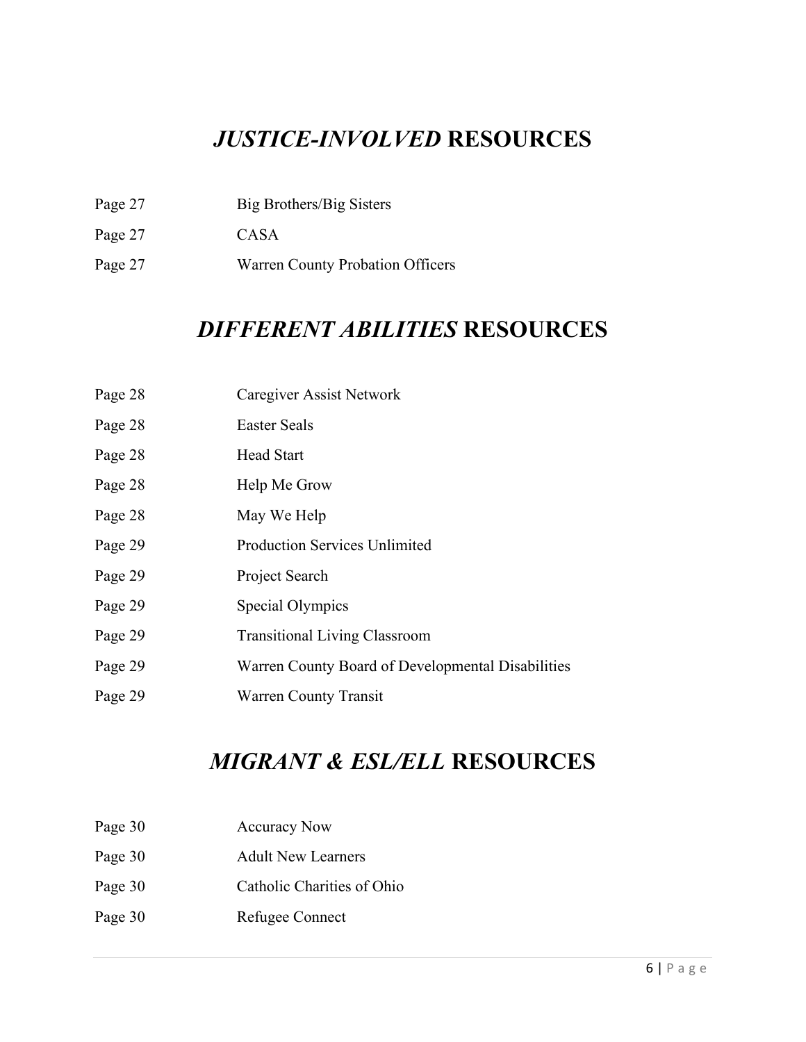# *JUSTICE-INVOLVED* RESOURCES

| | |
|---|---|
| Page 27 | Big Brothers/Big Sisters |
| Page 27 | CASA |
| Page 27 | Warren County Probation Officers |

# *DIFFERENT ABILITIES* RESOURCES

| | |
|---|---|
| Page 28 | Caregiver Assist Network |
| Page 28 | Easter Seals |
| Page 28 | Head Start |
| Page 28 | Help Me Grow |
| Page 28 | May We Help |
| Page 29 | Production Services Unlimited |
| Page 29 | Project Search |
| Page 29 | Special Olympics |
| Page 29 | Transitional Living Classroom |
| Page 29 | Warren County Board of Developmental Disabilities |
| Page 29 | Warren County Transit |

# *MIGRANT & ESL/ELL* RESOURCES

| | |
|---|---|
| Page 30 | Accuracy Now |
| Page 30 | Adult New Learners |
| Page 30 | Catholic Charities of Ohio |
| Page 30 | Refugee Connect |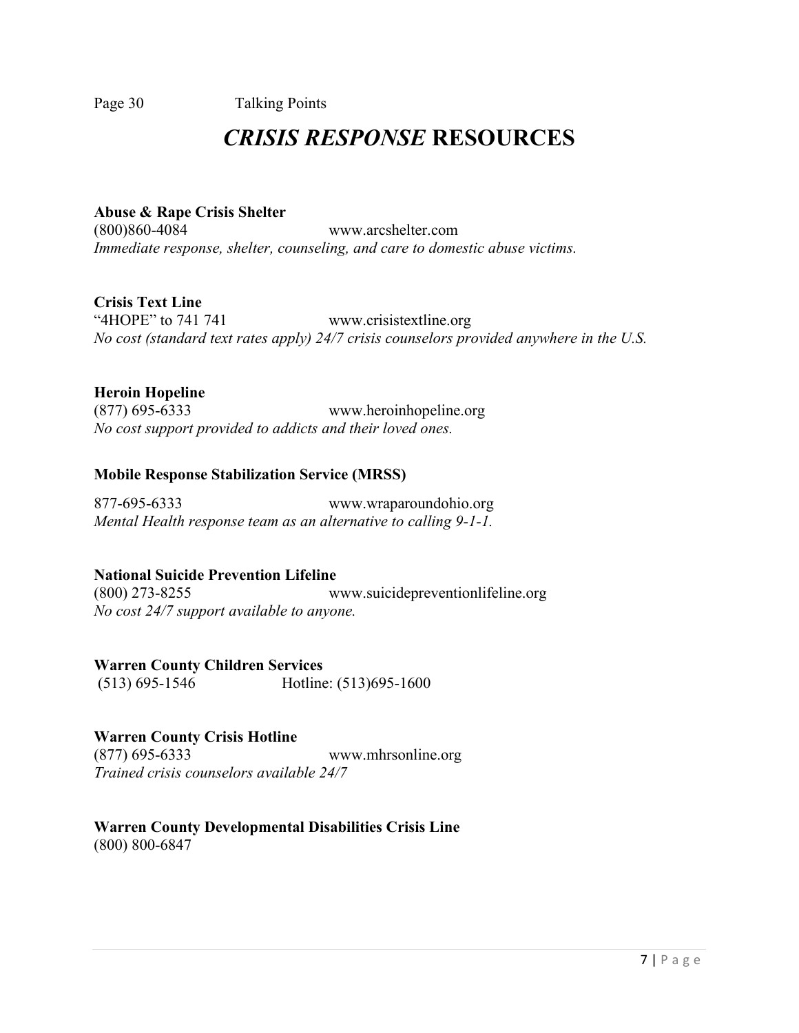# *CRISIS RESPONSE* RESOURCES

**Abuse & Rape Crisis Shelter**
(800)860-4084 www.arcshelter.com
*Immediate response, shelter, counseling, and care to domestic abuse victims.*

**Crisis Text Line**
"4HOPE" to 741 741 www.crisistextline.org
*No cost (standard text rates apply) 24/7 crisis counselors provided anywhere in the U.S.*

**Heroin Hopeline**
(877) 695-6333 www.heroinhopeline.org
*No cost support provided to addicts and their loved ones.*

**Mobile Response Stabilization Service (MRSS)**

877-695-6333 www.wraparoundohio.org
*Mental Health response team as an alternative to calling 9-1-1.*

**National Suicide Prevention Lifeline**
(800) 273-8255 www.suicidepreventionlifeline.org
*No cost 24/7 support available to anyone.*

**Warren County Children Services**
(513) 695-1546 Hotline: (513)695-1600

**Warren County Crisis Hotline**
(877) 695-6333 www.mhrsonline.org
*Trained crisis counselors available 24/7*

**Warren County Developmental Disabilities Crisis Line**
(800) 800-6847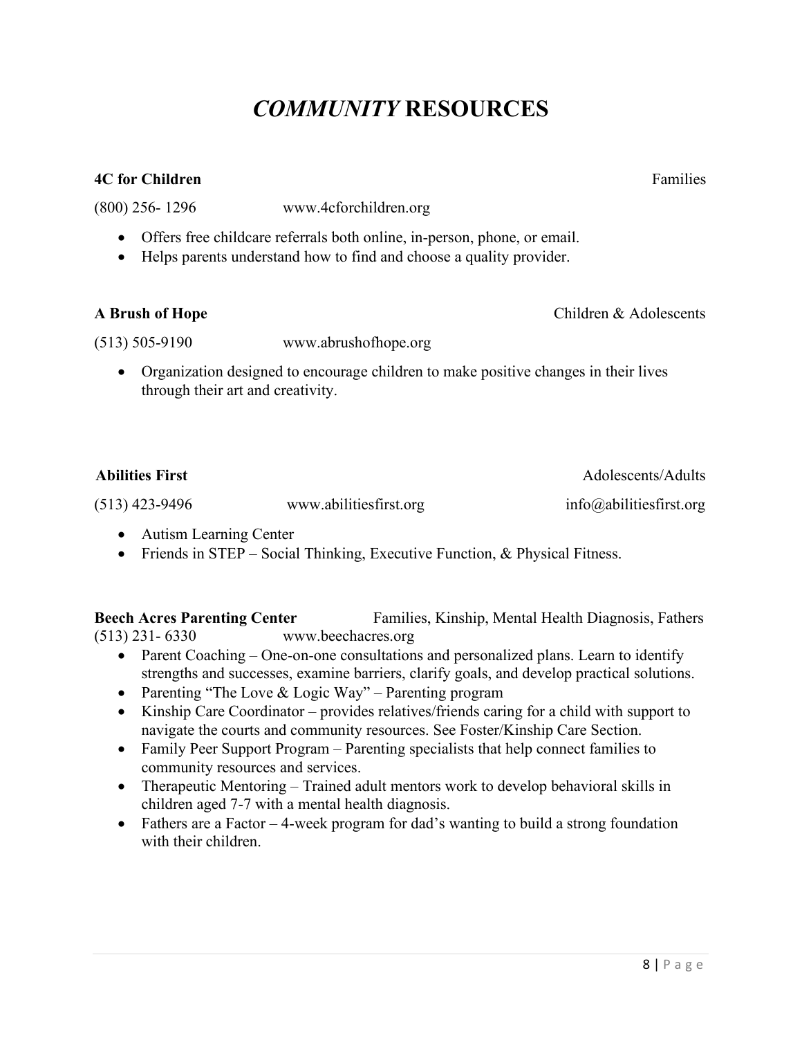# *COMMUNITY* RESOURCES

**4C for Children** Families

(800) 256- 1296 www.4cforchildren.org

- Offers free childcare referrals both online, in-person, phone, or email.
- Helps parents understand how to find and choose a quality provider.

**A Brush of Hope** Children & Adolescents

(513) 505-9190 www.abrushofhope.org

- Organization designed to encourage children to make positive changes in their lives through their art and creativity.

**Abilities First** Adolescents/Adults

(513) 423-9496 www.abilitiesfirst.org info@abilitiesfirst.org

- Autism Learning Center
- Friends in STEP – Social Thinking, Executive Function, & Physical Fitness.

**Beech Acres Parenting Center** Families, Kinship, Mental Health Diagnosis, Fathers

(513) 231- 6330 www.beechacres.org

- Parent Coaching – One-on-one consultations and personalized plans. Learn to identify strengths and successes, examine barriers, clarify goals, and develop practical solutions.
- Parenting "The Love & Logic Way" – Parenting program
- Kinship Care Coordinator – provides relatives/friends caring for a child with support to navigate the courts and community resources. See Foster/Kinship Care Section.
- Family Peer Support Program – Parenting specialists that help connect families to community resources and services.
- Therapeutic Mentoring – Trained adult mentors work to develop behavioral skills in children aged 7-7 with a mental health diagnosis.
- Fathers are a Factor – 4-week program for dad's wanting to build a strong foundation with their children.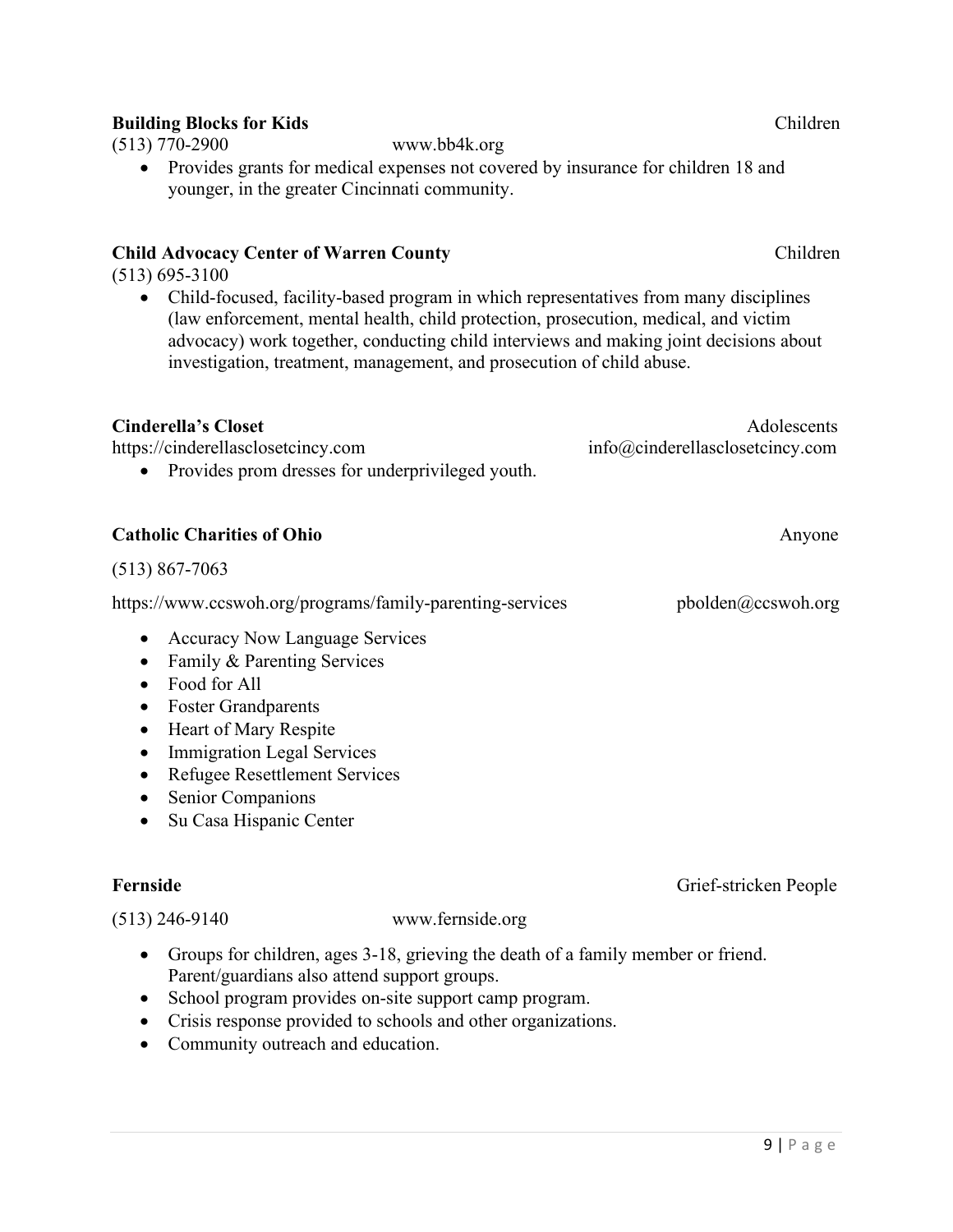**Building Blocks for Kids** Children

(513) 770-2900 www.bb4k.org

- Provides grants for medical expenses not covered by insurance for children 18 and younger, in the greater Cincinnati community.

**Child Advocacy Center of Warren County** Children

(513) 695-3100

- Child-focused, facility-based program in which representatives from many disciplines (law enforcement, mental health, child protection, prosecution, medical, and victim advocacy) work together, conducting child interviews and making joint decisions about investigation, treatment, management, and prosecution of child abuse.

**Cinderella's Closet** Adolescents

https://cinderellasclosetcincy.com info@cinderellasclosetcincy.com

- Provides prom dresses for underprivileged youth.

**Catholic Charities of Ohio** Anyone

(513) 867-7063

https://www.ccswoh.org/programs/family-parenting-services pbolden@ccswoh.org

- Accuracy Now Language Services
- Family & Parenting Services
- Food for All
- Foster Grandparents
- Heart of Mary Respite
- Immigration Legal Services
- Refugee Resettlement Services
- Senior Companions
- Su Casa Hispanic Center

**Fernside** Grief-stricken People

(513) 246-9140 www.fernside.org

- Groups for children, ages 3-18, grieving the death of a family member or friend. Parent/guardians also attend support groups.
- School program provides on-site support camp program.
- Crisis response provided to schools and other organizations.
- Community outreach and education.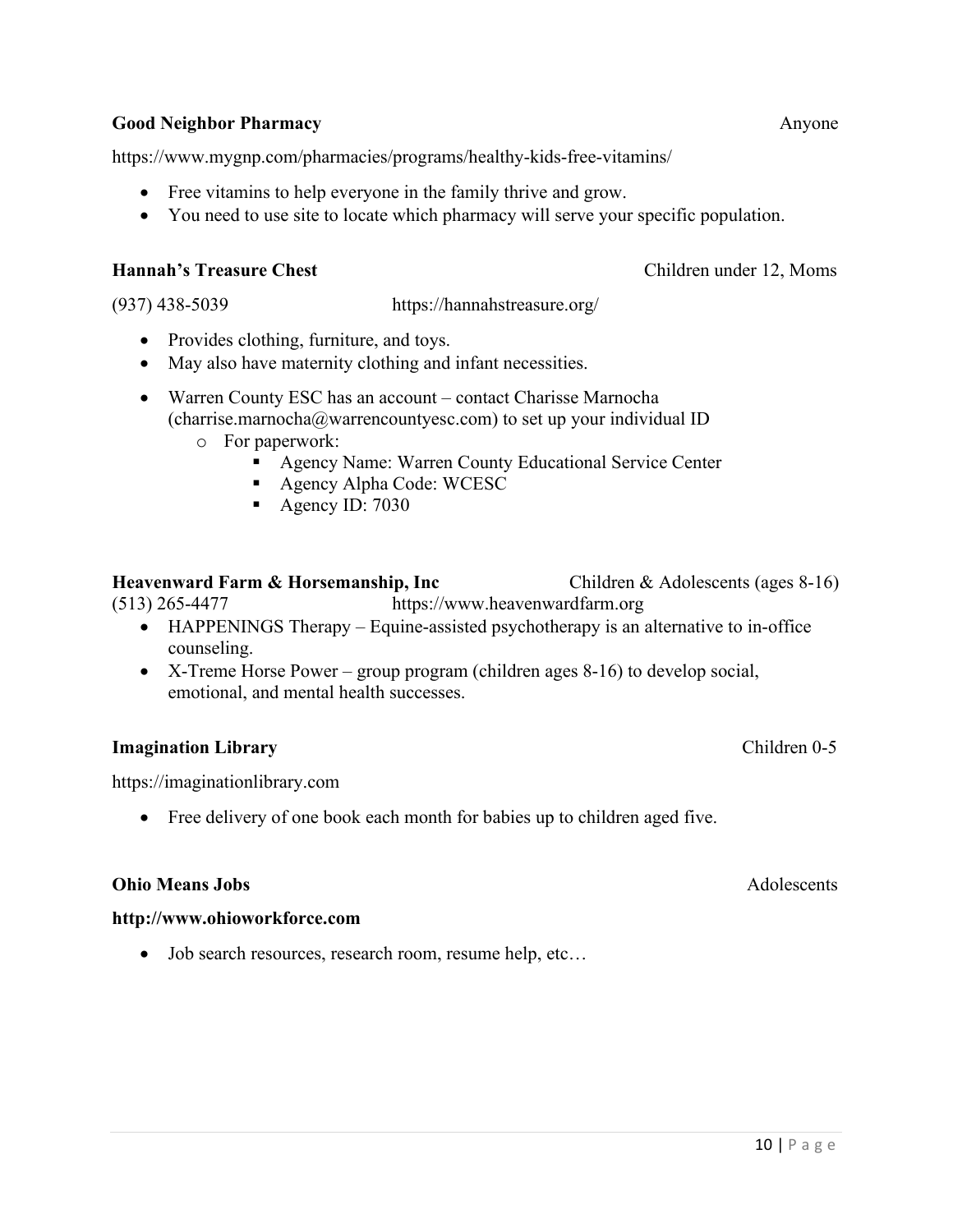**Good Neighbor Pharmacy** Anyone

https://www.mygnp.com/pharmacies/programs/healthy-kids-free-vitamins/

- Free vitamins to help everyone in the family thrive and grow.
- You need to use site to locate which pharmacy will serve your specific population.

**Hannah's Treasure Chest** Children under 12, Moms

(937) 438-5039 https://hannahstreasure.org/

- Provides clothing, furniture, and toys.
- May also have maternity clothing and infant necessities.
- Warren County ESC has an account – contact Charisse Marnocha (charrise.marnocha@warrencountyesc.com) to set up your individual ID
  - For paperwork:
    - Agency Name: Warren County Educational Service Center
    - Agency Alpha Code: WCESC
    - Agency ID: 7030

**Heavenward Farm & Horsemanship, Inc** Children & Adolescents (ages 8-16)

(513) 265-4477 https://www.heavenwardfarm.org

- HAPPENINGS Therapy – Equine-assisted psychotherapy is an alternative to in-office counseling.
- X-Treme Horse Power – group program (children ages 8-16) to develop social, emotional, and mental health successes.

**Imagination Library** Children 0-5

https://imaginationlibrary.com

- Free delivery of one book each month for babies up to children aged five.

**Ohio Means Jobs** Adolescents

**http://www.ohioworkforce.com**

- Job search resources, research room, resume help, etc…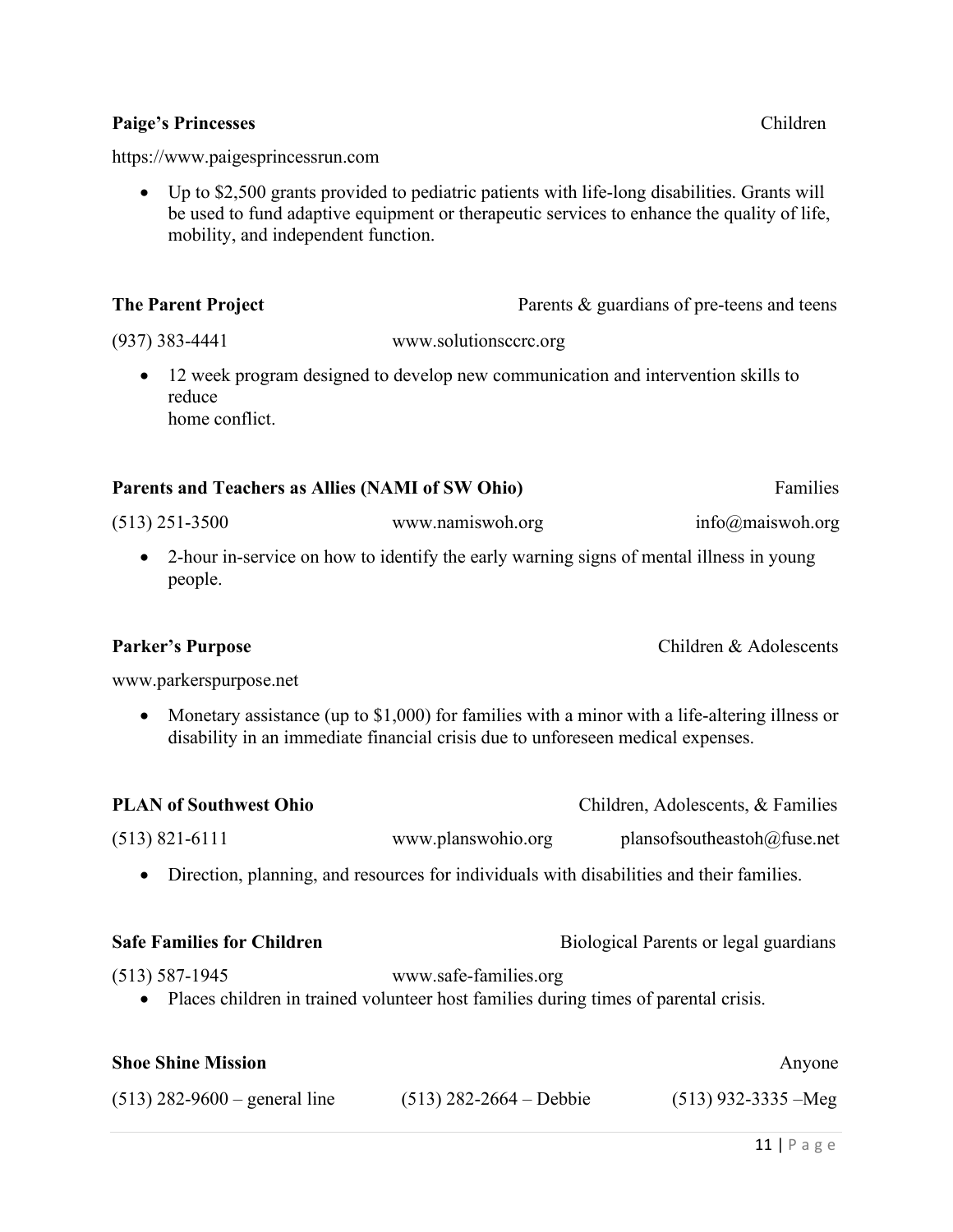**Paige's Princesses** Children

https://www.paigesprincessrun.com

- Up to $2,500 grants provided to pediatric patients with life-long disabilities. Grants will be used to fund adaptive equipment or therapeutic services to enhance the quality of life, mobility, and independent function.

**The Parent Project** Parents & guardians of pre-teens and teens

(937) 383-4441 www.solutionscсrc.org

- 12 week program designed to develop new communication and intervention skills to reduce home conflict.

**Parents and Teachers as Allies (NAMI of SW Ohio)** Families

(513) 251-3500 www.namiswoh.org info@maiswoh.org

- 2-hour in-service on how to identify the early warning signs of mental illness in young people.

**Parker's Purpose** Children & Adolescents

www.parkerspurpose.net

- Monetary assistance (up to $1,000) for families with a minor with a life-altering illness or disability in an immediate financial crisis due to unforeseen medical expenses.

**PLAN of Southwest Ohio** Children, Adolescents, & Families

(513) 821-6111 www.planswohio.org plansofsoutheastoh@fuse.net

- Direction, planning, and resources for individuals with disabilities and their families.

**Safe Families for Children** Biological Parents or legal guardians

(513) 587-1945 www.safe-families.org

- Places children in trained volunteer host families during times of parental crisis.

**Shoe Shine Mission** Anyone

(513) 282-9600 – general line (513) 282-2664 – Debbie (513) 932-3335 –Meg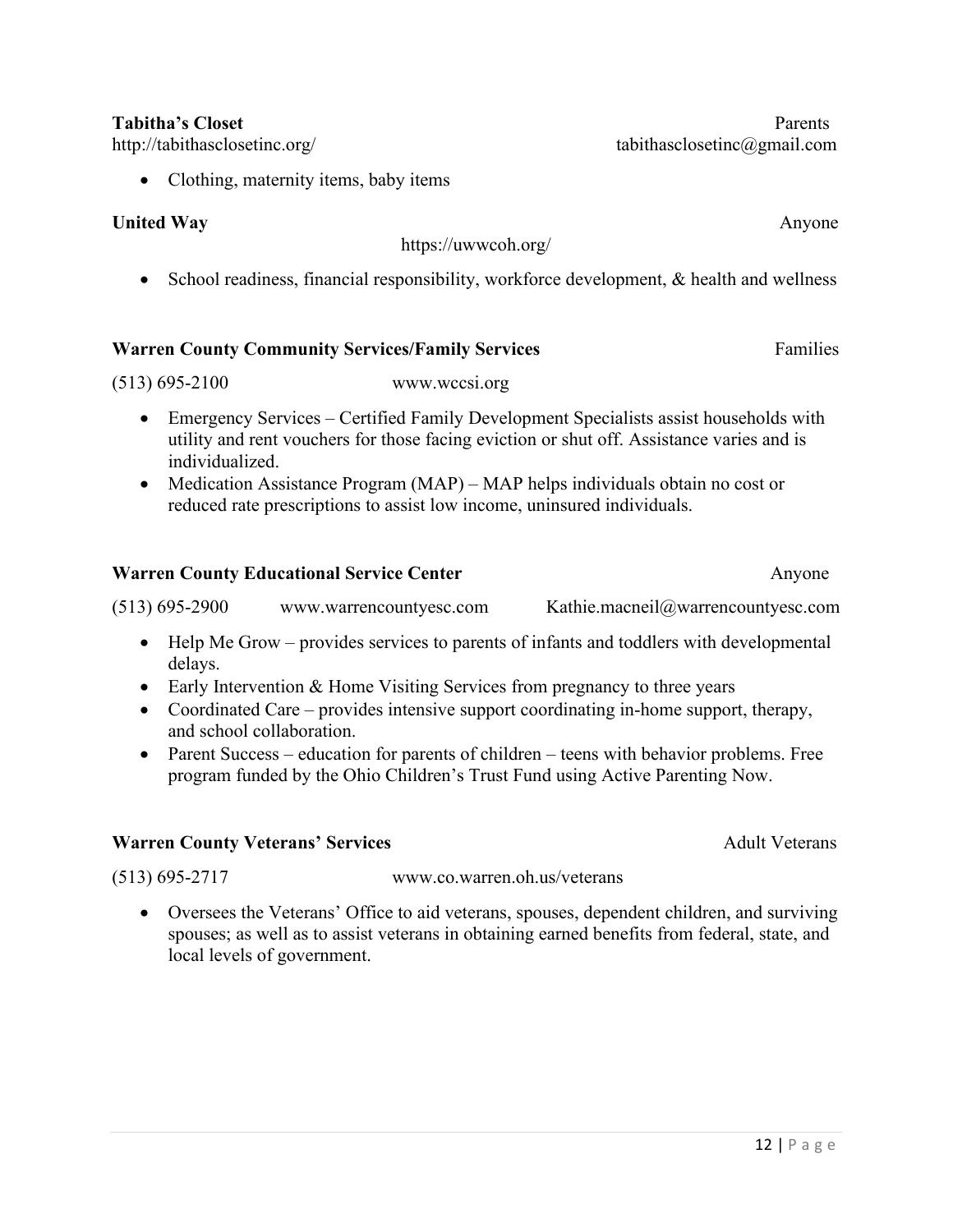**Tabitha's Closet** Parents
http://tabithasclosetinc.org/ tabithasclosetinc@gmail.com

- Clothing, maternity items, baby items

**United Way** Anyone
https://uwwcoh.org/

- School readiness, financial responsibility, workforce development, & health and wellness

**Warren County Community Services/Family Services** Families

(513) 695-2100 www.wccsi.org

- Emergency Services – Certified Family Development Specialists assist households with utility and rent vouchers for those facing eviction or shut off. Assistance varies and is individualized.
- Medication Assistance Program (MAP) – MAP helps individuals obtain no cost or reduced rate prescriptions to assist low income, uninsured individuals.

**Warren County Educational Service Center** Anyone

(513) 695-2900 www.warrencountyesc.com Kathie.macneil@warrencountyesc.com

- Help Me Grow – provides services to parents of infants and toddlers with developmental delays.
- Early Intervention & Home Visiting Services from pregnancy to three years
- Coordinated Care – provides intensive support coordinating in-home support, therapy, and school collaboration.
- Parent Success – education for parents of children – teens with behavior problems. Free program funded by the Ohio Children's Trust Fund using Active Parenting Now.

**Warren County Veterans' Services** Adult Veterans

(513) 695-2717 www.co.warren.oh.us/veterans

- Oversees the Veterans' Office to aid veterans, spouses, dependent children, and surviving spouses; as well as to assist veterans in obtaining earned benefits from federal, state, and local levels of government.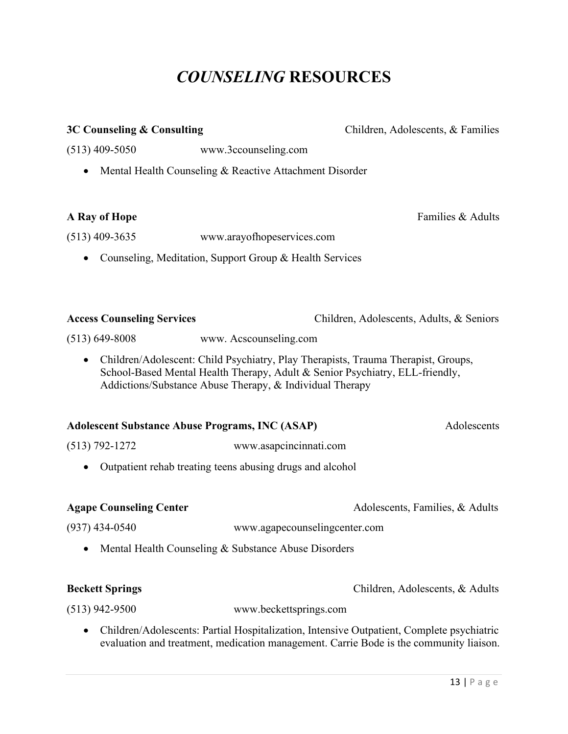# *COUNSELING* RESOURCES

**3C Counseling & Consulting** — Children, Adolescents, & Families

(513) 409-5050 www.3ccounseling.com

- Mental Health Counseling & Reactive Attachment Disorder

**A Ray of Hope** — Families & Adults

(513) 409-3635 www.arayofhopeservices.com

- Counseling, Meditation, Support Group & Health Services

**Access Counseling Services** — Children, Adolescents, Adults, & Seniors

(513) 649-8008 www. Acscounseling.com

- Children/Adolescent: Child Psychiatry, Play Therapists, Trauma Therapist, Groups, School-Based Mental Health Therapy, Adult & Senior Psychiatry, ELL-friendly, Addictions/Substance Abuse Therapy, & Individual Therapy

**Adolescent Substance Abuse Programs, INC (ASAP)** — Adolescents

(513) 792-1272 www.asapcincinnati.com

- Outpatient rehab treating teens abusing drugs and alcohol

**Agape Counseling Center** — Adolescents, Families, & Adults

(937) 434-0540 www.agapecounselingcenter.com

- Mental Health Counseling & Substance Abuse Disorders

**Beckett Springs** — Children, Adolescents, & Adults

(513) 942-9500 www.beckettsprings.com

- Children/Adolescents: Partial Hospitalization, Intensive Outpatient, Complete psychiatric evaluation and treatment, medication management. Carrie Bode is the community liaison.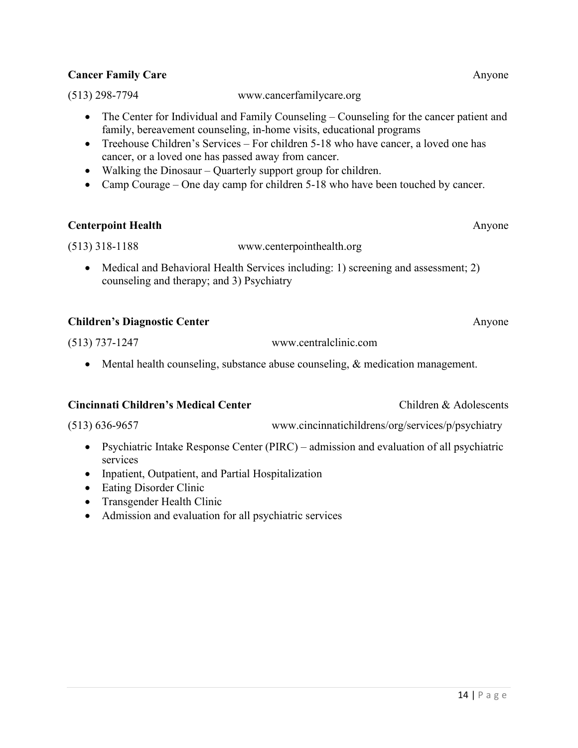**Cancer Family Care** Anyone

(513) 298-7794 www.cancerfamilycare.org

- The Center for Individual and Family Counseling – Counseling for the cancer patient and family, bereavement counseling, in-home visits, educational programs
- Treehouse Children's Services – For children 5-18 who have cancer, a loved one has cancer, or a loved one has passed away from cancer.
- Walking the Dinosaur – Quarterly support group for children.
- Camp Courage – One day camp for children 5-18 who have been touched by cancer.

**Centerpoint Health** Anyone

(513) 318-1188 www.centerpointhealth.org

- Medical and Behavioral Health Services including: 1) screening and assessment; 2) counseling and therapy; and 3) Psychiatry

**Children's Diagnostic Center** Anyone

(513) 737-1247 www.centralclinic.com

- Mental health counseling, substance abuse counseling, & medication management.

**Cincinnati Children's Medical Center** Children & Adolescents

(513) 636-9657 www.cincinnatichildrens/org/services/p/psychiatry

- Psychiatric Intake Response Center (PIRC) – admission and evaluation of all psychiatric services
- Inpatient, Outpatient, and Partial Hospitalization
- Eating Disorder Clinic
- Transgender Health Clinic
- Admission and evaluation for all psychiatric services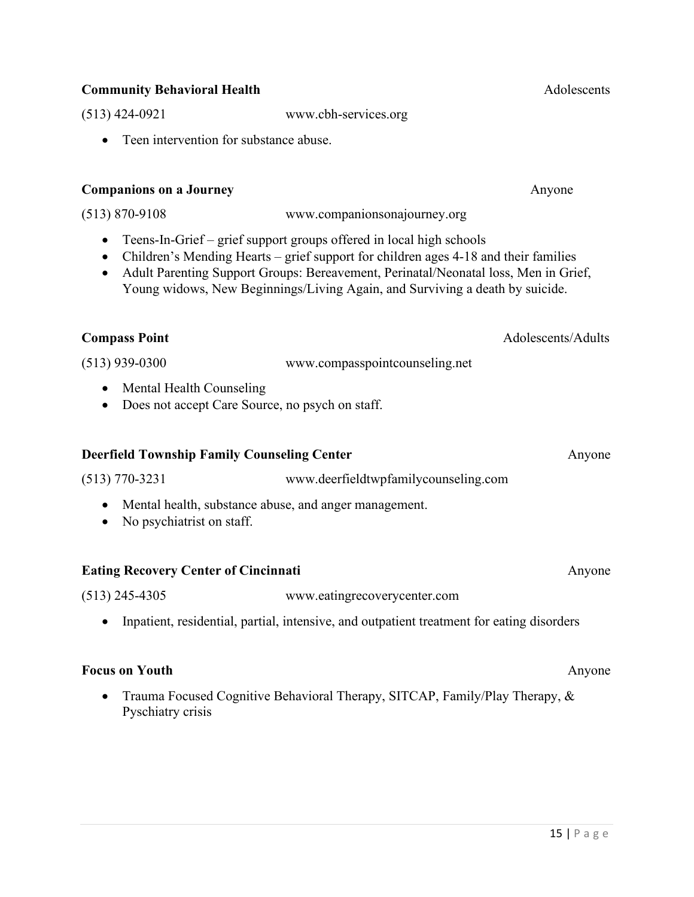**Community Behavioral Health** Adolescents

(513) 424-0921 www.cbh-services.org

- Teen intervention for substance abuse.

**Companions on a Journey** Anyone

(513) 870-9108 www.companionsonajourney.org

- Teens-In-Grief – grief support groups offered in local high schools
- Children's Mending Hearts – grief support for children ages 4-18 and their families
- Adult Parenting Support Groups: Bereavement, Perinatal/Neonatal loss, Men in Grief, Young widows, New Beginnings/Living Again, and Surviving a death by suicide.

**Compass Point** Adolescents/Adults

(513) 939-0300 www.compasspointcounseling.net

- Mental Health Counseling
- Does not accept Care Source, no psych on staff.

**Deerfield Township Family Counseling Center** Anyone

(513) 770-3231 www.deerfieldtwpfamilycounseling.com

- Mental health, substance abuse, and anger management.
- No psychiatrist on staff.

**Eating Recovery Center of Cincinnati** Anyone

(513) 245-4305 www.eatingrecoverycenter.com

- Inpatient, residential, partial, intensive, and outpatient treatment for eating disorders

**Focus on Youth** Anyone

- Trauma Focused Cognitive Behavioral Therapy, SITCAP, Family/Play Therapy, & Pyschiatry crisis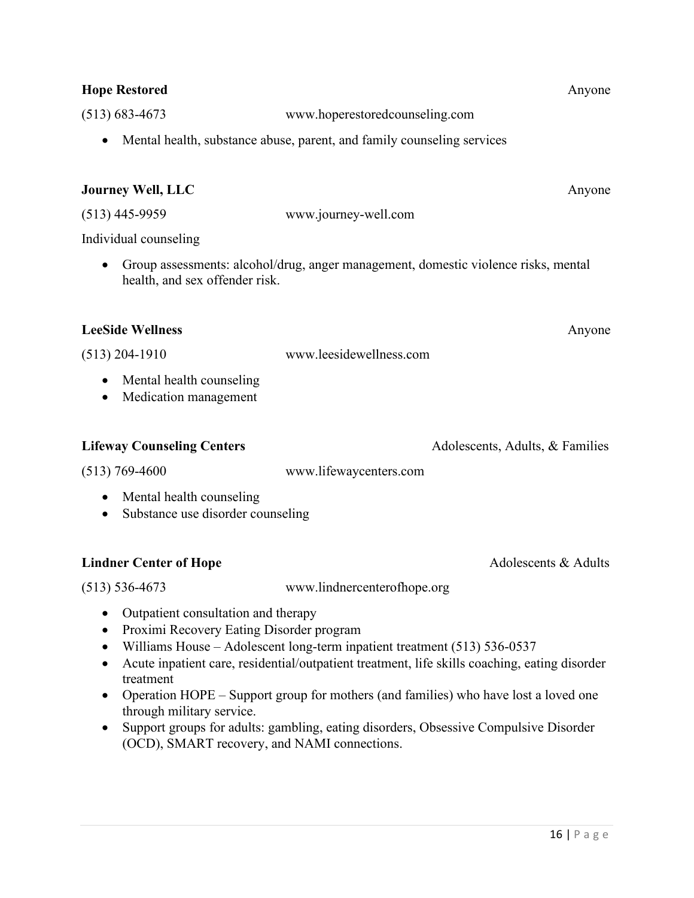**Hope Restored** Anyone

(513) 683-4673 www.hoperestoredcounseling.com

- Mental health, substance abuse, parent, and family counseling services

**Journey Well, LLC** Anyone

(513) 445-9959 www.journey-well.com

Individual counseling

- Group assessments: alcohol/drug, anger management, domestic violence risks, mental health, and sex offender risk.

**LeeSide Wellness** Anyone

(513) 204-1910 www.leesidewellness.com

- Mental health counseling
- Medication management

**Lifeway Counseling Centers** Adolescents, Adults, & Families

(513) 769-4600 www.lifewaycenters.com

- Mental health counseling
- Substance use disorder counseling

**Lindner Center of Hope** Adolescents & Adults

(513) 536-4673 www.lindnercenterofhope.org

- Outpatient consultation and therapy
- Proximi Recovery Eating Disorder program
- Williams House – Adolescent long-term inpatient treatment (513) 536-0537
- Acute inpatient care, residential/outpatient treatment, life skills coaching, eating disorder treatment
- Operation HOPE – Support group for mothers (and families) who have lost a loved one through military service.
- Support groups for adults: gambling, eating disorders, Obsessive Compulsive Disorder (OCD), SMART recovery, and NAMI connections.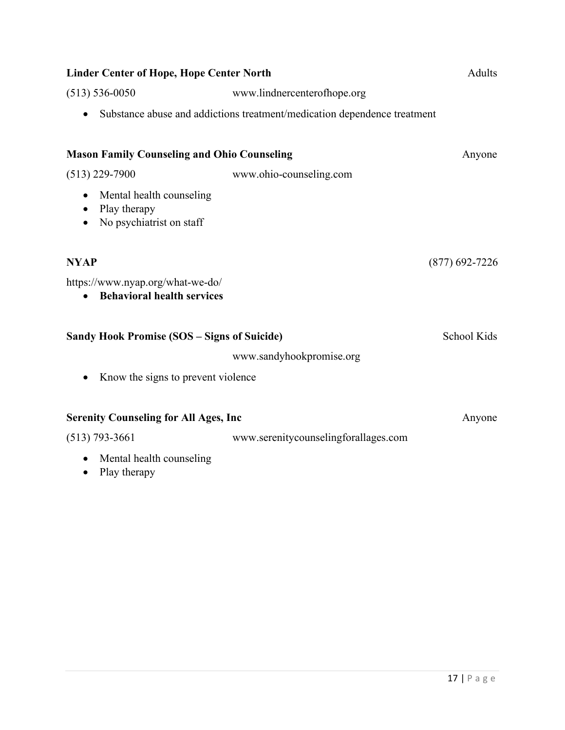**Linder Center of Hope, Hope Center North** Adults

(513) 536-0050 www.lindnercenterofhope.org

- Substance abuse and addictions treatment/medication dependence treatment

**Mason Family Counseling and Ohio Counseling** Anyone

(513) 229-7900 www.ohio-counseling.com

- Mental health counseling
- Play therapy
- No psychiatrist on staff

**NYAP** (877) 692-7226

https://www.nyap.org/what-we-do/

- **Behavioral health services**

**Sandy Hook Promise (SOS – Signs of Suicide)** School Kids

www.sandyhookpromise.org

- Know the signs to prevent violence

**Serenity Counseling for All Ages, Inc** Anyone

(513) 793-3661 www.serenitycounselingforallages.com

- Mental health counseling
- Play therapy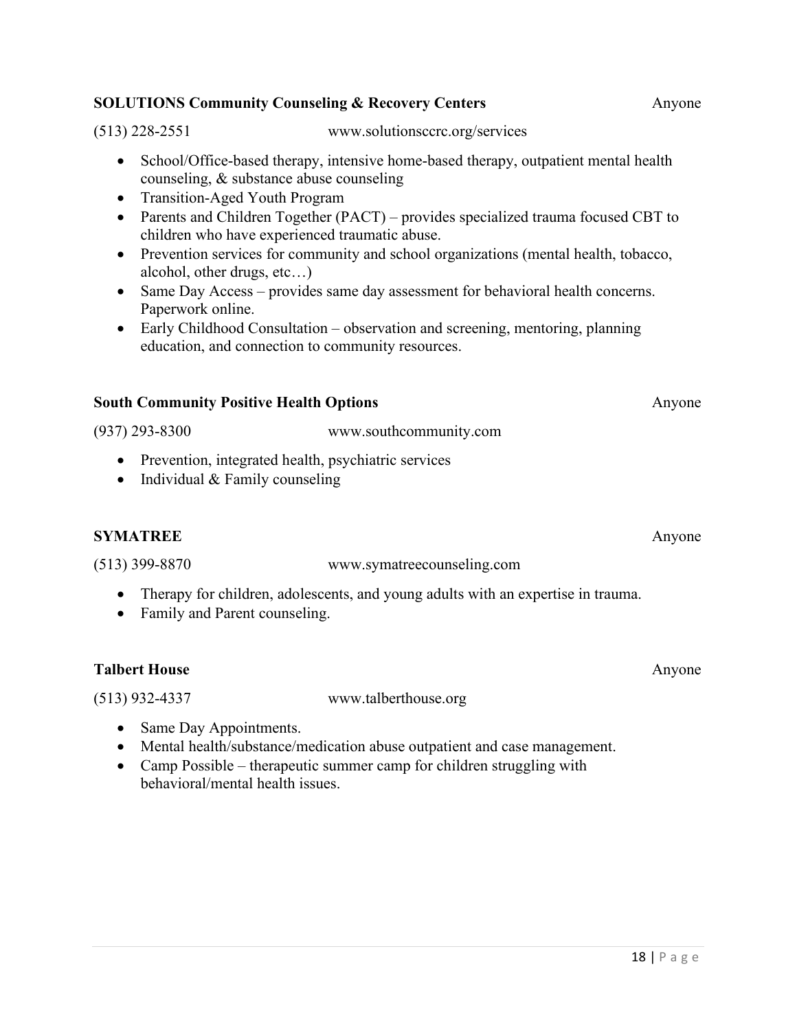**SOLUTIONS Community Counseling & Recovery Centers** Anyone

(513) 228-2551 www.solutionsccrc.org/services

- School/Office-based therapy, intensive home-based therapy, outpatient mental health counseling, & substance abuse counseling
- Transition-Aged Youth Program
- Parents and Children Together (PACT) – provides specialized trauma focused CBT to children who have experienced traumatic abuse.
- Prevention services for community and school organizations (mental health, tobacco, alcohol, other drugs, etc…)
- Same Day Access – provides same day assessment for behavioral health concerns. Paperwork online.
- Early Childhood Consultation – observation and screening, mentoring, planning education, and connection to community resources.

**South Community Positive Health Options** Anyone

(937) 293-8300 www.southcommunity.com

- Prevention, integrated health, psychiatric services
- Individual & Family counseling

**SYMATREE** Anyone

(513) 399-8870 www.symatreecounseling.com

- Therapy for children, adolescents, and young adults with an expertise in trauma.
- Family and Parent counseling.

**Talbert House** Anyone

(513) 932-4337 www.talberthouse.org

- Same Day Appointments.
- Mental health/substance/medication abuse outpatient and case management.
- Camp Possible – therapeutic summer camp for children struggling with behavioral/mental health issues.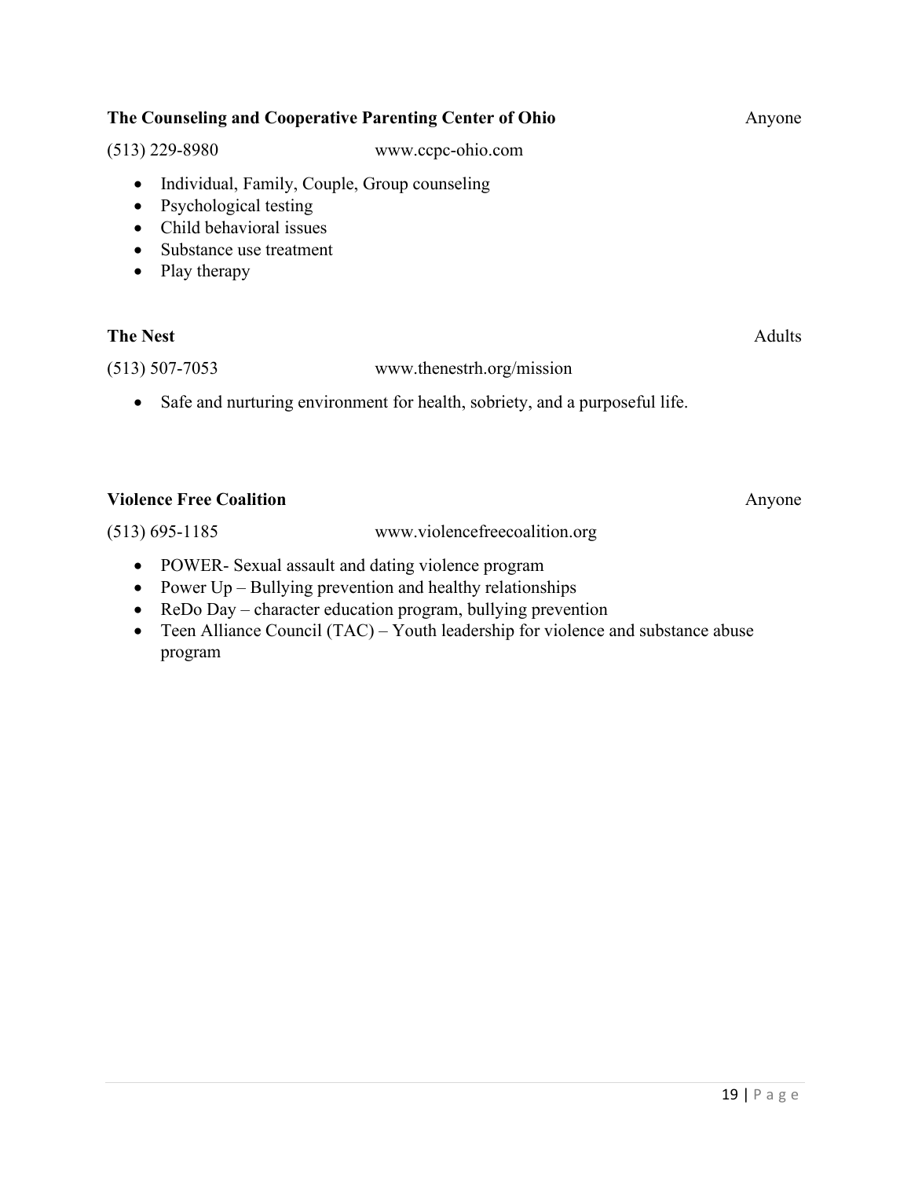**The Counseling and Cooperative Parenting Center of Ohio** Anyone

(513) 229-8980 www.ccpc-ohio.com

- Individual, Family, Couple, Group counseling
- Psychological testing
- Child behavioral issues
- Substance use treatment
- Play therapy

**The Nest** Adults

(513) 507-7053 www.thenestrh.org/mission

- Safe and nurturing environment for health, sobriety, and a purposeful life.

**Violence Free Coalition** Anyone

(513) 695-1185 www.violencefreecoalition.org

- POWER- Sexual assault and dating violence program
- Power Up – Bullying prevention and healthy relationships
- ReDo Day – character education program, bullying prevention
- Teen Alliance Council (TAC) – Youth leadership for violence and substance abuse program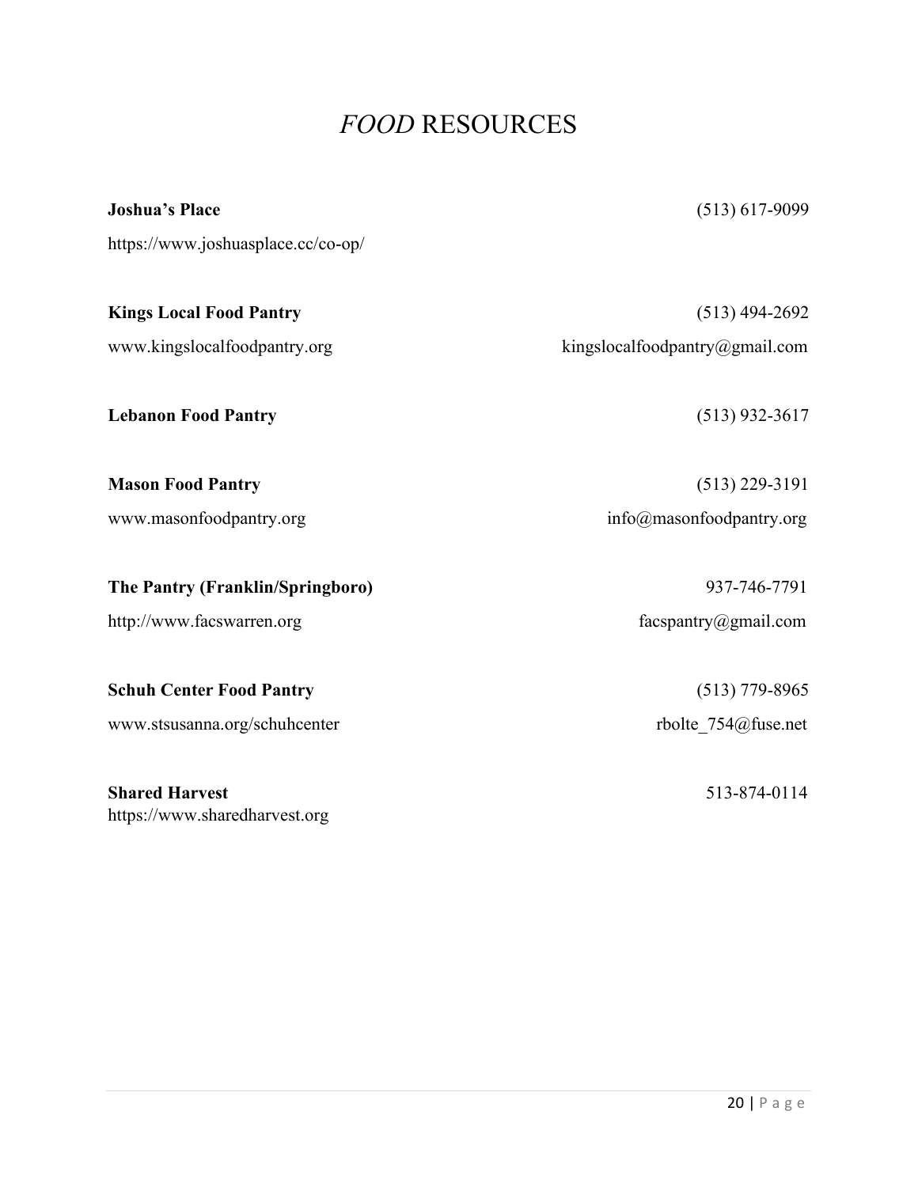# *FOOD* RESOURCES

**Joshua's Place** (513) 617-9099
https://www.joshuasplace.cc/co-op/

**Kings Local Food Pantry** (513) 494-2692
www.kingslocalfoodpantry.org kingslocalfoodpantry@gmail.com

**Lebanon Food Pantry** (513) 932-3617

**Mason Food Pantry** (513) 229-3191
www.masonfoodpantry.org info@masonfoodpantry.org

**The Pantry (Franklin/Springboro)** 937-746-7791
http://www.facswarren.org facspantry@gmail.com

**Schuh Center Food Pantry** (513) 779-8965
www.stsusanna.org/schuhcenter rbolte_754@fuse.net

**Shared Harvest** 513-874-0114
https://www.sharedharvest.org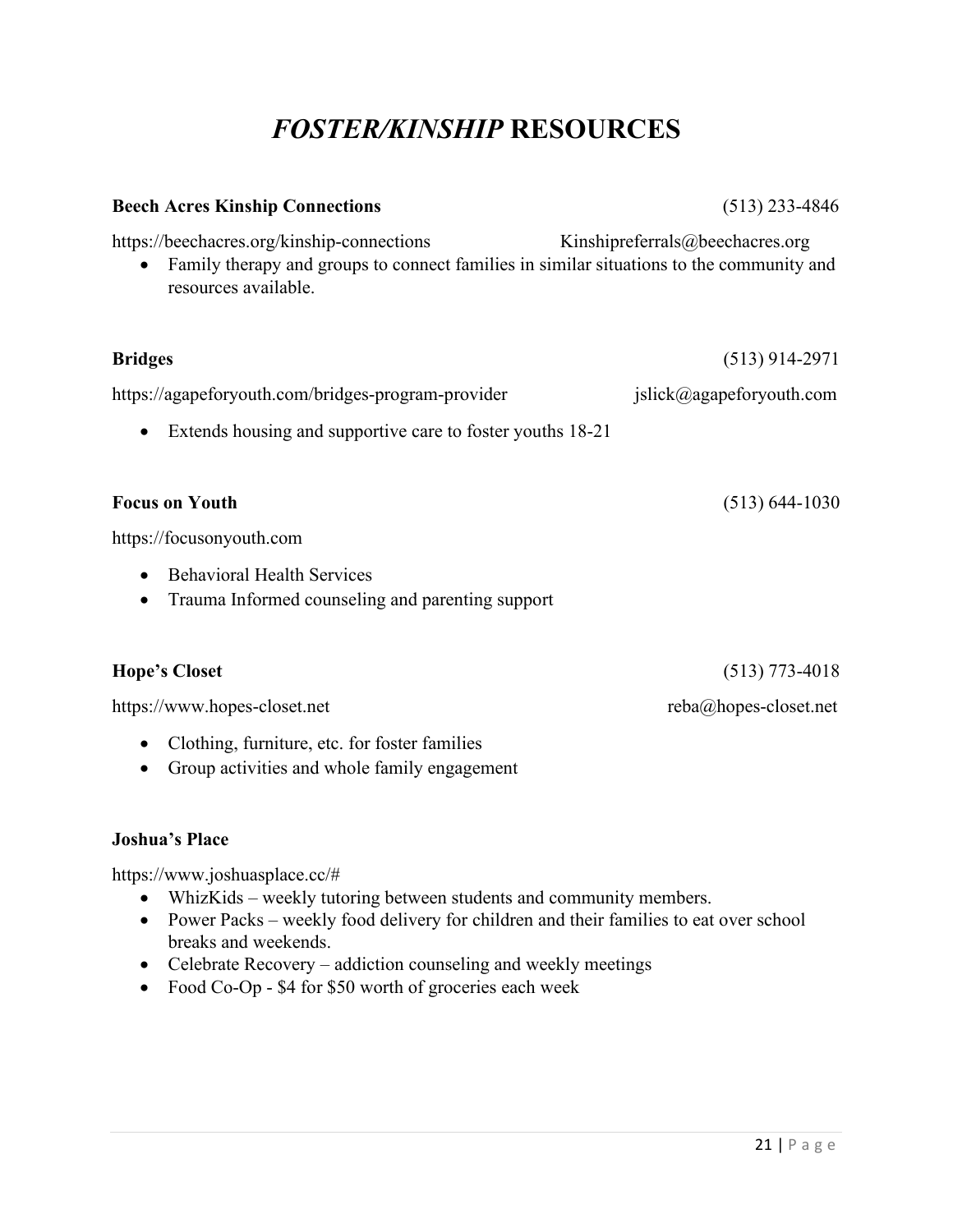# *FOSTER/KINSHIP* RESOURCES

**Beech Acres Kinship Connections** (513) 233-4846

https://beechacres.org/kinship-connections Kinshipreferrals@beechacres.org

- Family therapy and groups to connect families in similar situations to the community and resources available.

**Bridges** (513) 914-2971

https://agapeforyouth.com/bridges-program-provider jslick@agapeforyouth.com

- Extends housing and supportive care to foster youths 18-21

**Focus on Youth** (513) 644-1030

https://focusonyouth.com

- Behavioral Health Services
- Trauma Informed counseling and parenting support

**Hope's Closet** (513) 773-4018

https://www.hopes-closet.net reba@hopes-closet.net

- Clothing, furniture, etc. for foster families
- Group activities and whole family engagement

**Joshua's Place**

https://www.joshuasplace.cc/#

- WhizKids – weekly tutoring between students and community members.
- Power Packs – weekly food delivery for children and their families to eat over school breaks and weekends.
- Celebrate Recovery – addiction counseling and weekly meetings
- Food Co-Op - $4 for $50 worth of groceries each week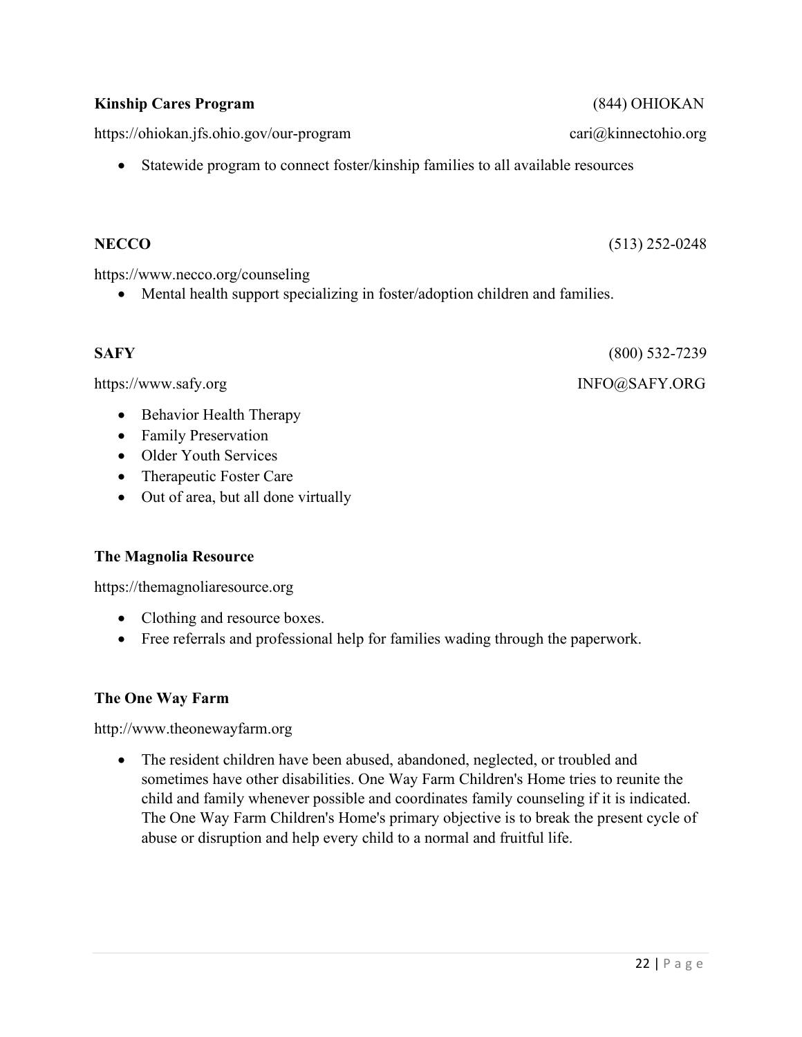**Kinship Cares Program** (844) OHIOKAN

https://ohiokan.jfs.ohio.gov/our-program cari@kinnectohio.org

- Statewide program to connect foster/kinship families to all available resources

**NECCO** (513) 252-0248

https://www.necco.org/counseling

- Mental health support specializing in foster/adoption children and families.

**SAFY** (800) 532-7239

https://www.safy.org INFO@SAFY.ORG

- Behavior Health Therapy
- Family Preservation
- Older Youth Services
- Therapeutic Foster Care
- Out of area, but all done virtually

**The Magnolia Resource**

https://themagnoliaresource.org

- Clothing and resource boxes.
- Free referrals and professional help for families wading through the paperwork.

**The One Way Farm**

http://www.theonewayfarm.org

- The resident children have been abused, abandoned, neglected, or troubled and sometimes have other disabilities. One Way Farm Children's Home tries to reunite the child and family whenever possible and coordinates family counseling if it is indicated. The One Way Farm Children's Home's primary objective is to break the present cycle of abuse or disruption and help every child to a normal and fruitful life.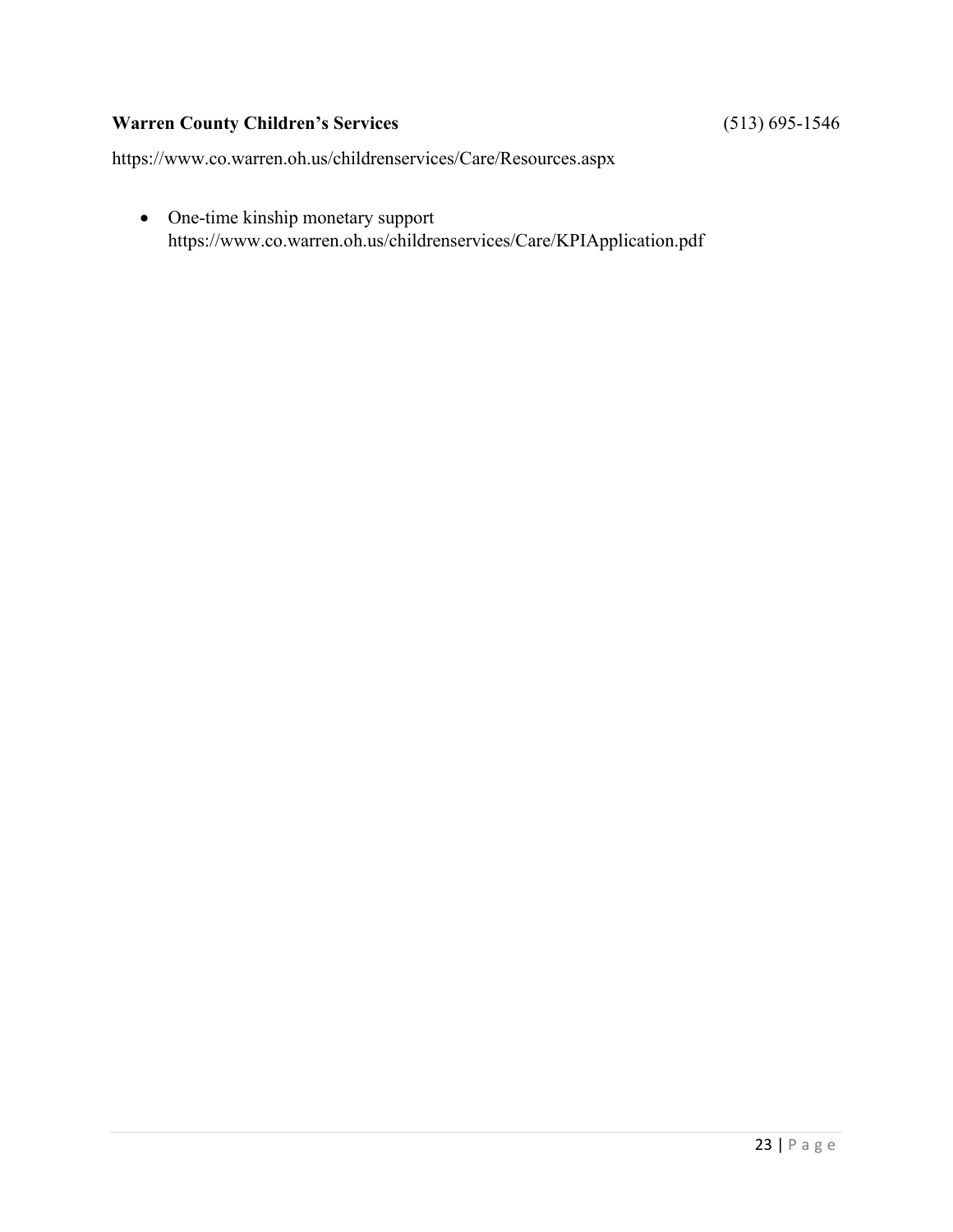**Warren County Children's Services** (513) 695-1546

https://www.co.warren.oh.us/childrenservices/Care/Resources.aspx

- One-time kinship monetary support
  https://www.co.warren.oh.us/childrenservices/Care/KPIApplication.pdf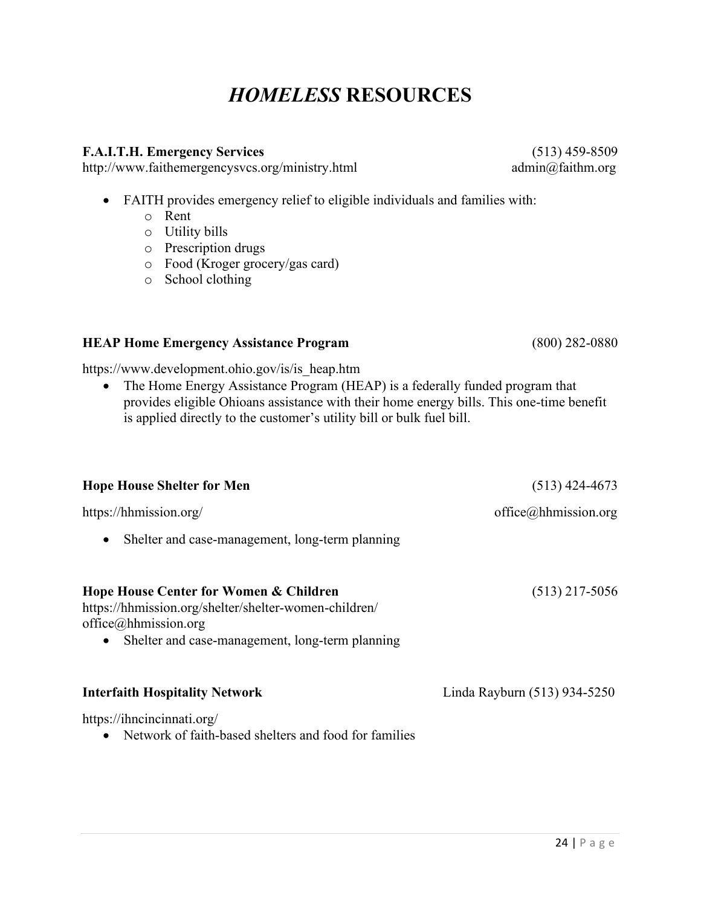# *HOMELESS* RESOURCES

**F.A.I.T.H. Emergency Services** (513) 459-8509
http://www.faithemergencysvcs.org/ministry.html admin@faithm.org

- FAITH provides emergency relief to eligible individuals and families with:
  - Rent
  - Utility bills
  - Prescription drugs
  - Food (Kroger grocery/gas card)
  - School clothing

**HEAP Home Emergency Assistance Program** (800) 282-0880

https://www.development.ohio.gov/is/is_heap.htm

- The Home Energy Assistance Program (HEAP) is a federally funded program that provides eligible Ohioans assistance with their home energy bills. This one-time benefit is applied directly to the customer's utility bill or bulk fuel bill.

**Hope House Shelter for Men** (513) 424-4673

https://hhmission.org/ office@hhmission.org

- Shelter and case-management, long-term planning

**Hope House Center for Women & Children** (513) 217-5056
https://hhmission.org/shelter/shelter-women-children/
office@hhmission.org

- Shelter and case-management, long-term planning

**Interfaith Hospitality Network** Linda Rayburn (513) 934-5250

https://ihncincinnati.org/

- Network of faith-based shelters and food for families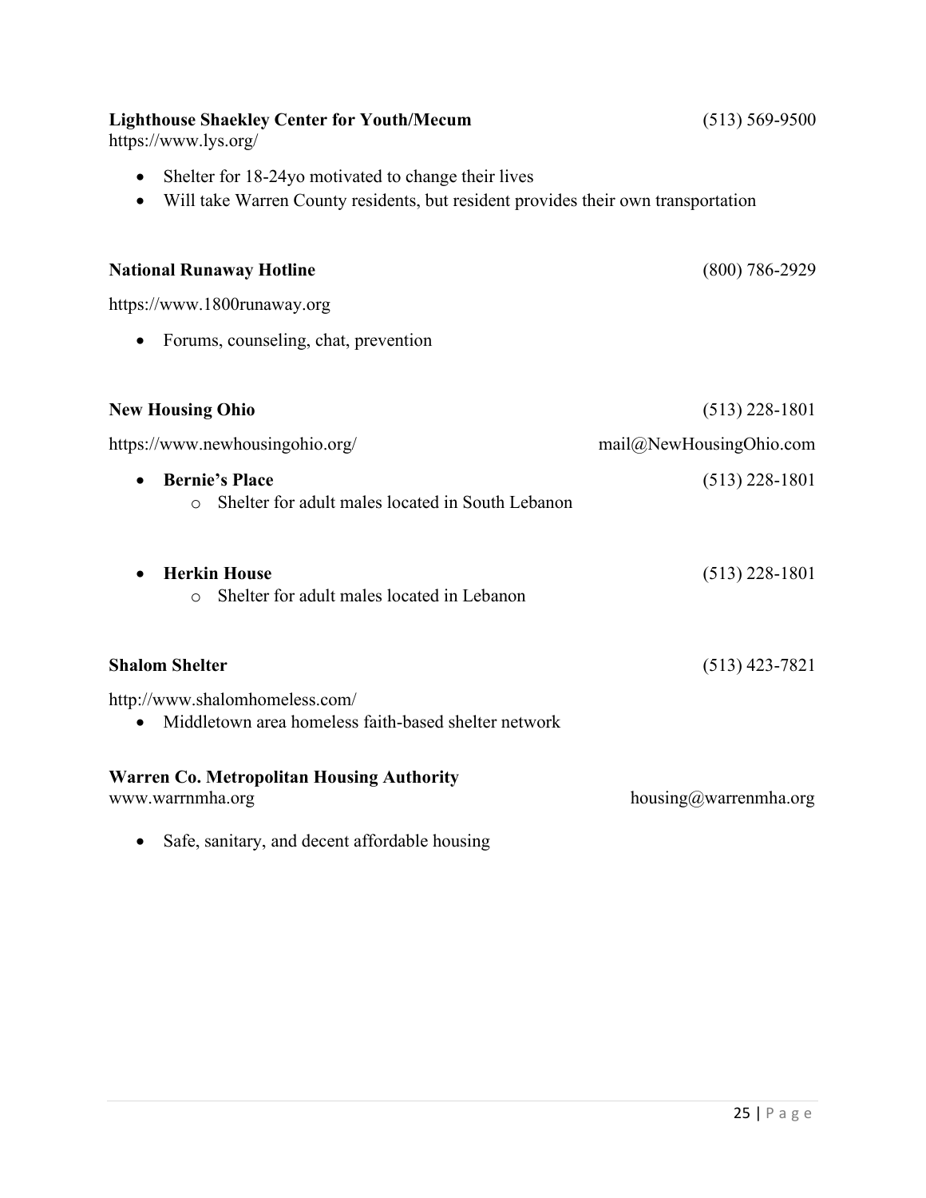**Lighthouse Shaekley Center for Youth/Mecum** (513) 569-9500
https://www.lys.org/

- Shelter for 18-24yo motivated to change their lives
- Will take Warren County residents, but resident provides their own transportation

**National Runaway Hotline** (800) 786-2929

https://www.1800runaway.org

- Forums, counseling, chat, prevention

**New Housing Ohio** (513) 228-1801

https://www.newhousingohio.org/ mail@NewHousingOhio.com

- **Bernie's Place** (513) 228-1801
  - Shelter for adult males located in South Lebanon
- **Herkin House** (513) 228-1801
  - Shelter for adult males located in Lebanon

**Shalom Shelter** (513) 423-7821

http://www.shalomhomeless.com/

- Middletown area homeless faith-based shelter network

**Warren Co. Metropolitan Housing Authority**
www.warrnmha.org housing@warrenmha.org

- Safe, sanitary, and decent affordable housing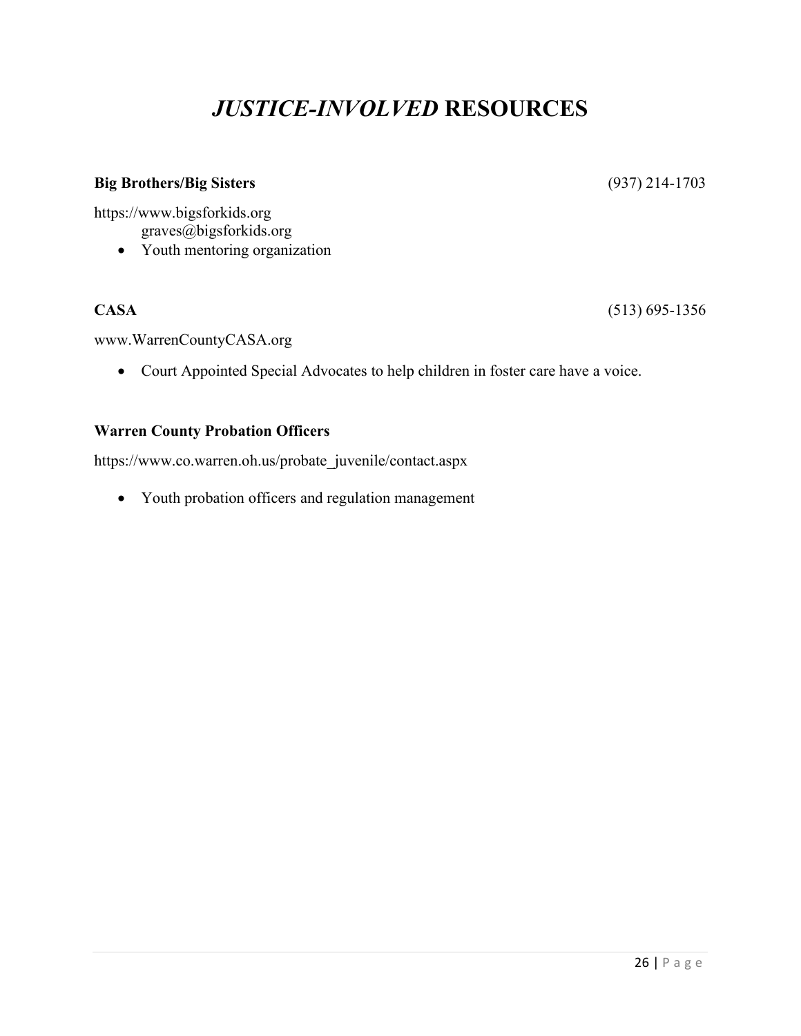# *JUSTICE-INVOLVED* RESOURCES

**Big Brothers/Big Sisters** (937) 214-1703

https://www.bigsforkids.org
graves@bigsforkids.org

- Youth mentoring organization

**CASA** (513) 695-1356

www.WarrenCountyCASA.org

- Court Appointed Special Advocates to help children in foster care have a voice.

**Warren County Probation Officers**

https://www.co.warren.oh.us/probate_juvenile/contact.aspx

- Youth probation officers and regulation management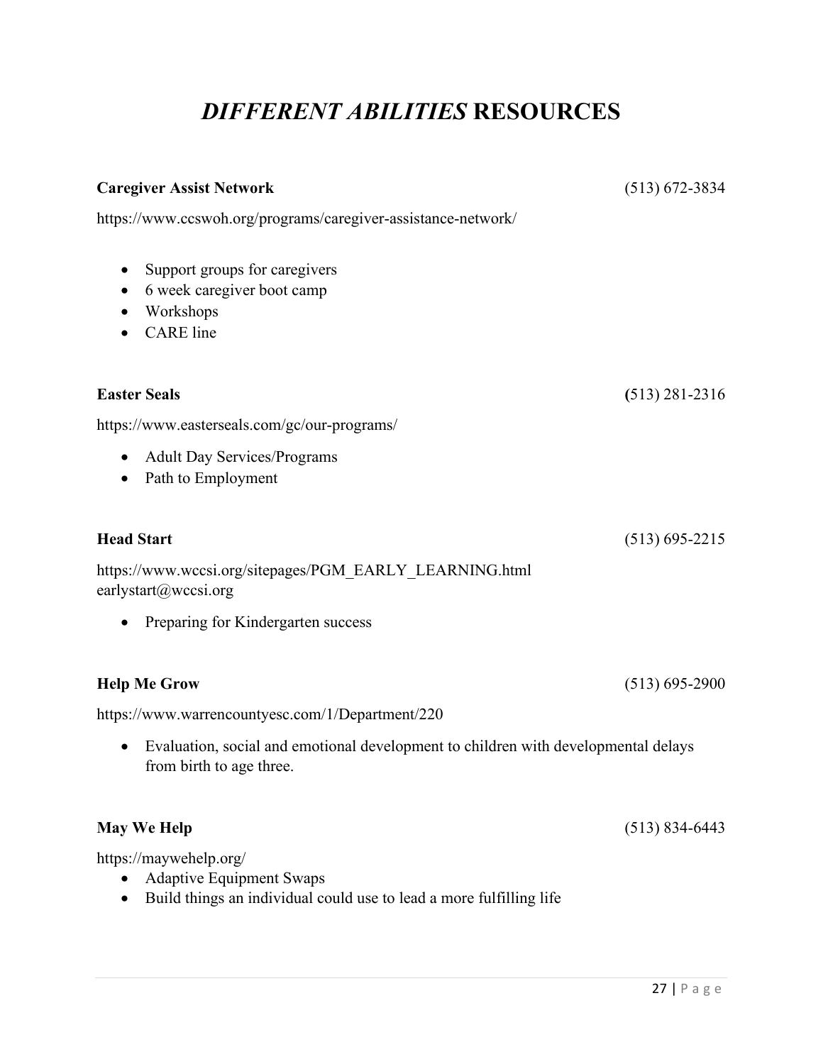# *DIFFERENT ABILITIES* RESOURCES

**Caregiver Assist Network** (513) 672-3834

https://www.ccswoh.org/programs/caregiver-assistance-network/

- Support groups for caregivers
- 6 week caregiver boot camp
- Workshops
- CARE line

**Easter Seals** **(**513) 281-2316

https://www.easterseals.com/gc/our-programs/

- Adult Day Services/Programs
- Path to Employment

**Head Start** (513) 695-2215

https://www.wccsi.org/sitepages/PGM_EARLY_LEARNING.html
earlystart@wccsi.org

- Preparing for Kindergarten success

**Help Me Grow** (513) 695-2900

https://www.warrencountyesc.com/1/Department/220

- Evaluation, social and emotional development to children with developmental delays from birth to age three.

**May We Help** (513) 834-6443

https://maywehelp.org/

- Adaptive Equipment Swaps
- Build things an individual could use to lead a more fulfilling life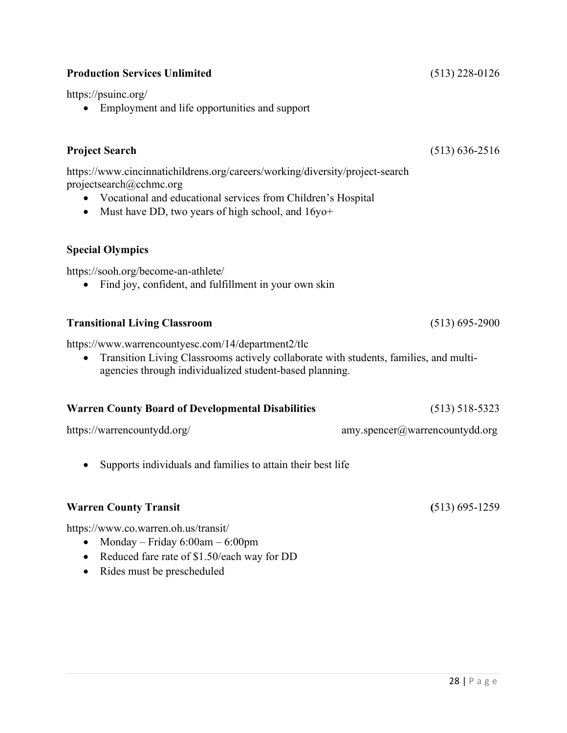**Production Services Unlimited** (513) 228-0126

https://psuinc.org/

- Employment and life opportunities and support

**Project Search** (513) 636-2516

https://www.cincinnatichildrens.org/careers/working/diversity/project-search
projectsearch@cchmc.org

- Vocational and educational services from Children's Hospital
- Must have DD, two years of high school, and 16yo+

**Special Olympics**

https://sooh.org/become-an-athlete/

- Find joy, confident, and fulfillment in your own skin

**Transitional Living Classroom** (513) 695-2900

https://www.warrencountyesc.com/14/department2/tlc

- Transition Living Classrooms actively collaborate with students, families, and multi-agencies through individualized student-based planning.

**Warren County Board of Developmental Disabilities** (513) 518-5323

https://warrencountydd.org/ amy.spencer@warrencountydd.org

- Supports individuals and families to attain their best life

**Warren County Transit** (513) 695-1259

https://www.co.warren.oh.us/transit/

- Monday – Friday 6:00am – 6:00pm
- Reduced fare rate of $1.50/each way for DD
- Rides must be prescheduled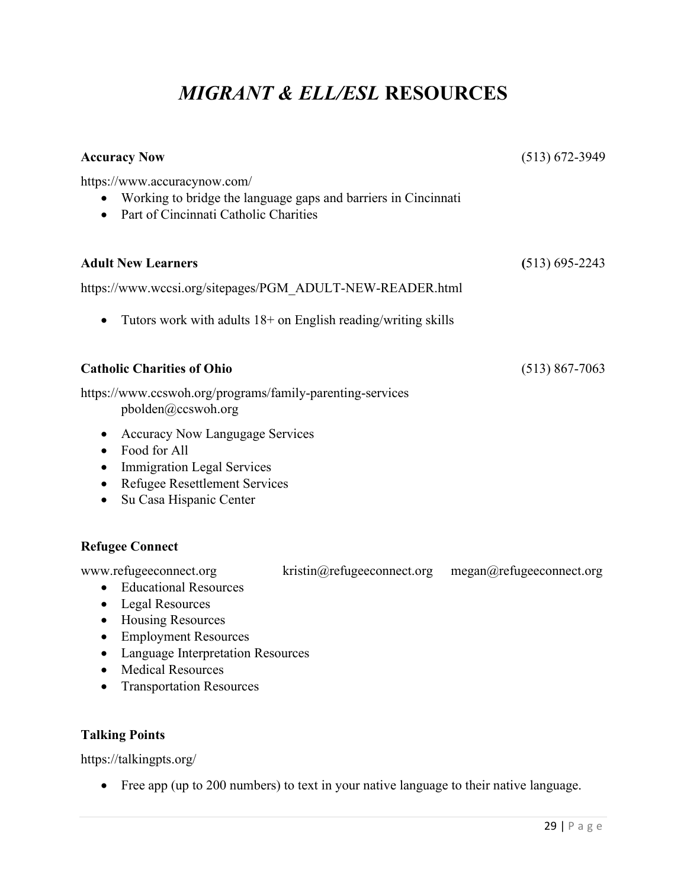# *MIGRANT & ELL/ESL* RESOURCES

**Accuracy Now** (513) 672-3949

https://www.accuracynow.com/

- Working to bridge the language gaps and barriers in Cincinnati
- Part of Cincinnati Catholic Charities

**Adult New Learners** **(**513) 695-2243

https://www.wccsi.org/sitepages/PGM_ADULT-NEW-READER.html

- Tutors work with adults 18+ on English reading/writing skills

**Catholic Charities of Ohio** (513) 867-7063

https://www.ccswoh.org/programs/family-parenting-services
pbolden@ccswoh.org

- Accuracy Now Langugage Services
- Food for All
- Immigration Legal Services
- Refugee Resettlement Services
- Su Casa Hispanic Center

**Refugee Connect**

www.refugeeconnect.org kristin@refugeeconnect.org megan@refugeeconnect.org

- Educational Resources
- Legal Resources
- Housing Resources
- Employment Resources
- Language Interpretation Resources
- Medical Resources
- Transportation Resources

**Talking Points**

https://talkingpts.org/

- Free app (up to 200 numbers) to text in your native language to their native language.